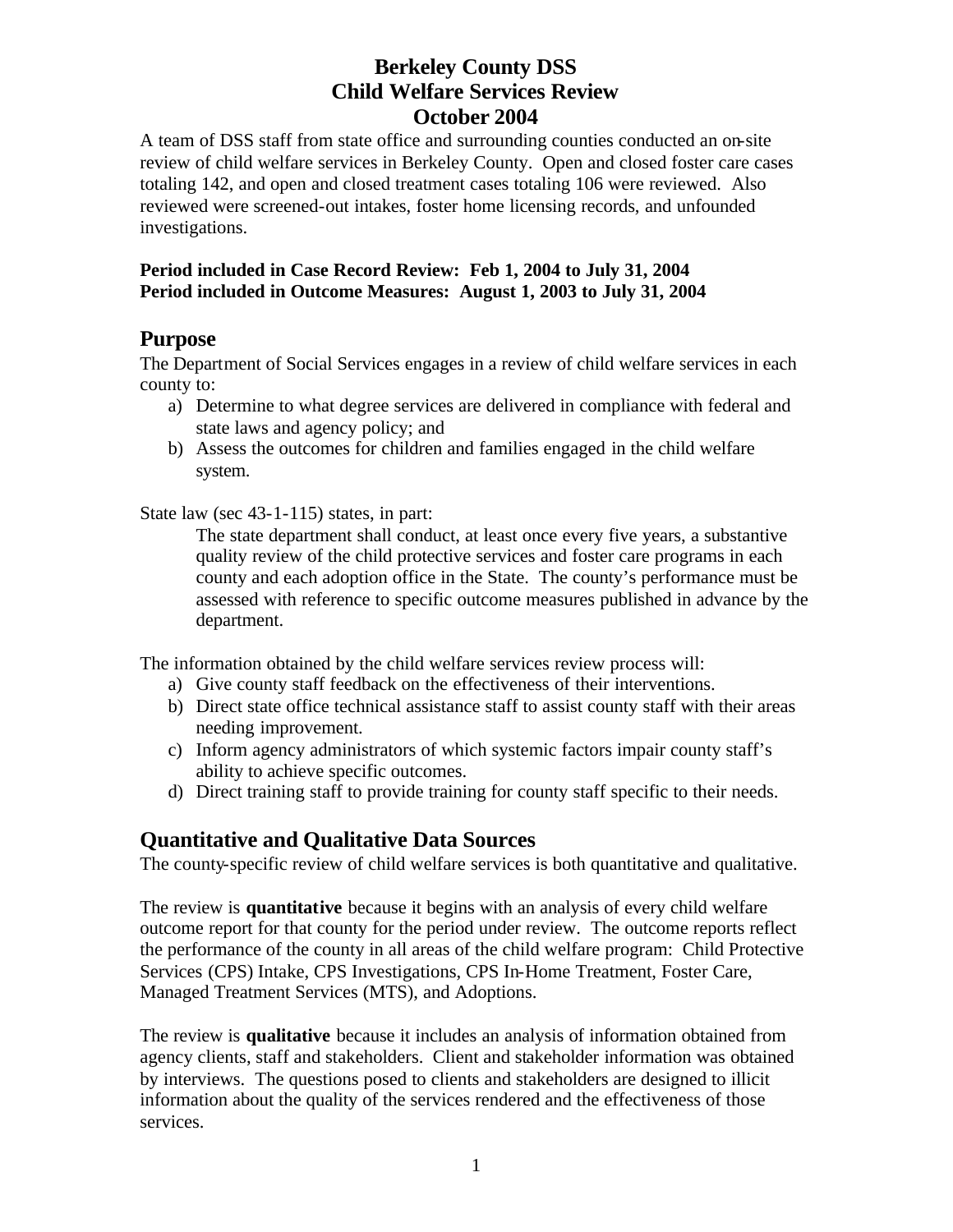# Berkeley County DSS
# Child Welfare Services Review
# October 2004

A team of DSS staff from state office and surrounding counties conducted an on-site review of child welfare services in Berkeley County. Open and closed foster care cases totaling 142, and open and closed treatment cases totaling 106 were reviewed. Also reviewed were screened-out intakes, foster home licensing records, and unfounded investigations.

**Period included in Case Record Review: Feb 1, 2004 to July 31, 2004**
**Period included in Outcome Measures: August 1, 2003 to July 31, 2004**

## Purpose

The Department of Social Services engages in a review of child welfare services in each county to:

a) Determine to what degree services are delivered in compliance with federal and state laws and agency policy; and
b) Assess the outcomes for children and families engaged in the child welfare system.

State law (sec 43-1-115) states, in part:

> The state department shall conduct, at least once every five years, a substantive quality review of the child protective services and foster care programs in each county and each adoption office in the State. The county's performance must be assessed with reference to specific outcome measures published in advance by the department.

The information obtained by the child welfare services review process will:

a) Give county staff feedback on the effectiveness of their interventions.
b) Direct state office technical assistance staff to assist county staff with their areas needing improvement.
c) Inform agency administrators of which systemic factors impair county staff's ability to achieve specific outcomes.
d) Direct training staff to provide training for county staff specific to their needs.

## Quantitative and Qualitative Data Sources

The county-specific review of child welfare services is both quantitative and qualitative.

The review is **quantitative** because it begins with an analysis of every child welfare outcome report for that county for the period under review. The outcome reports reflect the performance of the county in all areas of the child welfare program: Child Protective Services (CPS) Intake, CPS Investigations, CPS In-Home Treatment, Foster Care, Managed Treatment Services (MTS), and Adoptions.

The review is **qualitative** because it includes an analysis of information obtained from agency clients, staff and stakeholders. Client and stakeholder information was obtained by interviews. The questions posed to clients and stakeholders are designed to illicit information about the quality of the services rendered and the effectiveness of those services.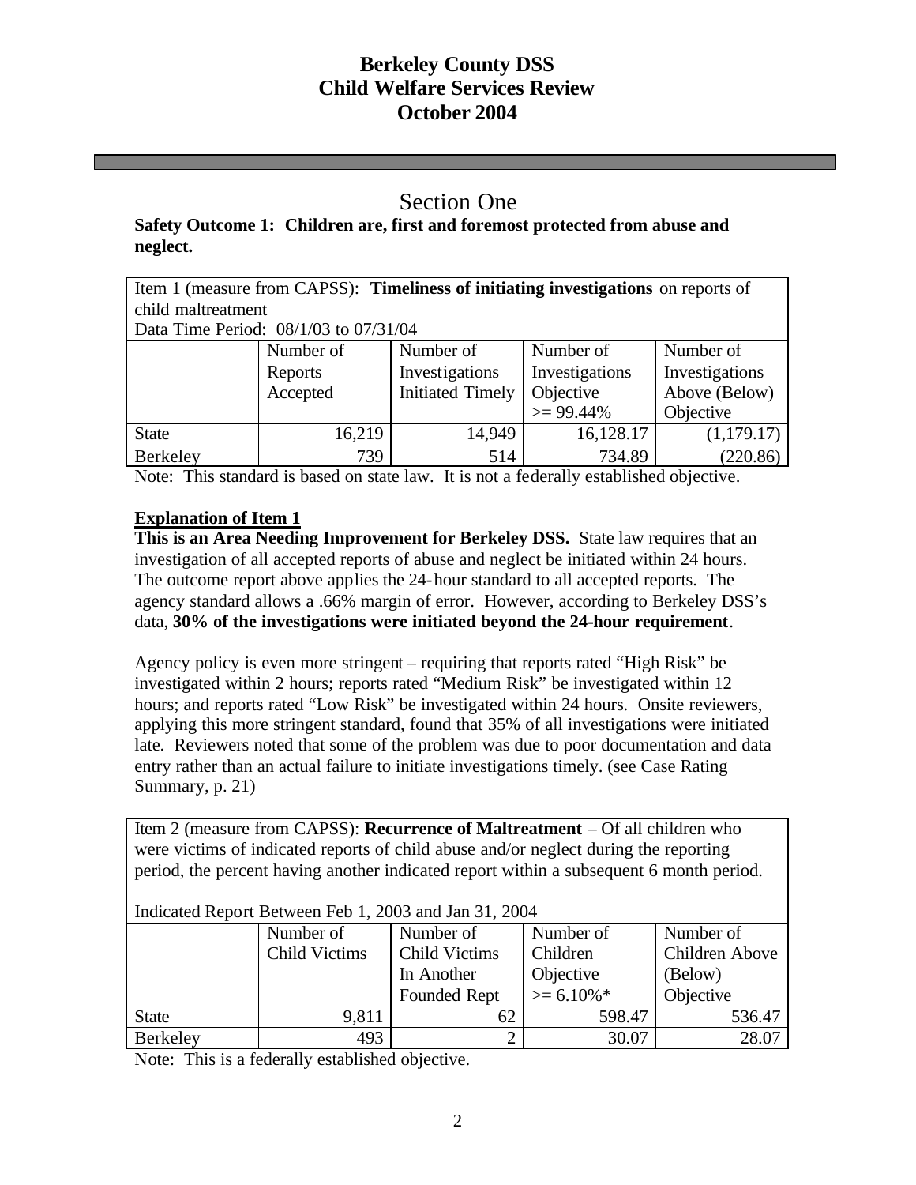# Berkeley County DSS
# Child Welfare Services Review
# October 2004

## Section One

**Safety Outcome 1: Children are, first and foremost protected from abuse and neglect.**

Item 1 (measure from CAPSS): **Timeliness of initiating investigations** on reports of child maltreatment

Data Time Period: 08/1/03 to 07/31/04

| | Number of Reports Accepted | Number of Investigations Initiated Timely | Number of Investigations Objective >= 99.44% | Number of Investigations Above (Below) Objective |
|---|---|---|---|---|
| State | 16,219 | 14,949 | 16,128.17 | (1,179.17) |
| Berkeley | 739 | 514 | 734.89 | (220.86) |

Note: This standard is based on state law. It is not a federally established objective.

**Explanation of Item 1**

**This is an Area Needing Improvement for Berkeley DSS.** State law requires that an investigation of all accepted reports of abuse and neglect be initiated within 24 hours. The outcome report above applies the 24-hour standard to all accepted reports. The agency standard allows a .66% margin of error. However, according to Berkeley DSS's data, **30% of the investigations were initiated beyond the 24-hour requirement**.

Agency policy is even more stringent – requiring that reports rated "High Risk" be investigated within 2 hours; reports rated "Medium Risk" be investigated within 12 hours; and reports rated "Low Risk" be investigated within 24 hours. Onsite reviewers, applying this more stringent standard, found that 35% of all investigations were initiated late. Reviewers noted that some of the problem was due to poor documentation and data entry rather than an actual failure to initiate investigations timely. (see Case Rating Summary, p. 21)

Item 2 (measure from CAPSS): **Recurrence of Maltreatment** – Of all children who were victims of indicated reports of child abuse and/or neglect during the reporting period, the percent having another indicated report within a subsequent 6 month period.

Indicated Report Between Feb 1, 2003 and Jan 31, 2004

| | Number of Child Victims | Number of Child Victims In Another Founded Rept | Number of Children Objective >= 6.10%* | Number of Children Above (Below) Objective |
|---|---|---|---|---|
| State | 9,811 | 62 | 598.47 | 536.47 |
| Berkeley | 493 | 2 | 30.07 | 28.07 |

Note: This is a federally established objective.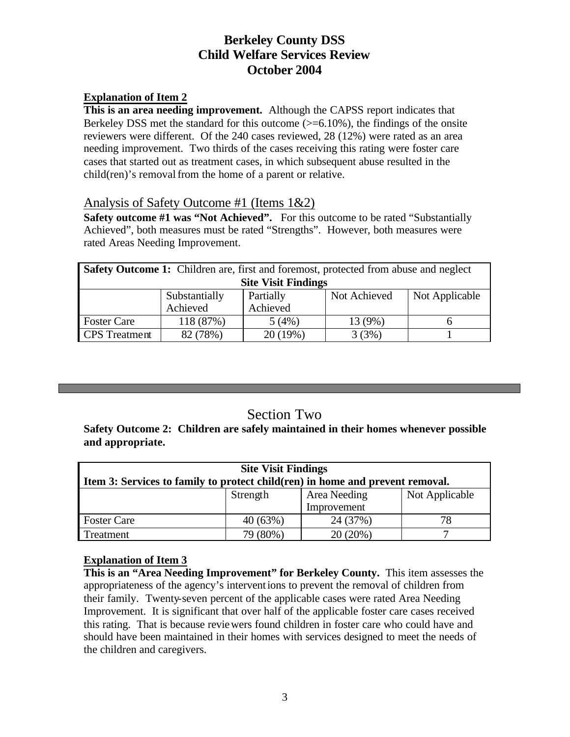# Berkeley County DSS
# Child Welfare Services Review
# October 2004

**Explanation of Item 2**

**This is an area needing improvement.** Although the CAPSS report indicates that Berkeley DSS met the standard for this outcome (>=6.10%), the findings of the onsite reviewers were different. Of the 240 cases reviewed, 28 (12%) were rated as an area needing improvement. Two thirds of the cases receiving this rating were foster care cases that started out as treatment cases, in which subsequent abuse resulted in the child(ren)'s removal from the home of a parent or relative.

## Analysis of Safety Outcome #1 (Items 1&2)

**Safety outcome #1 was "Not Achieved".** For this outcome to be rated "Substantially Achieved", both measures must be rated "Strengths". However, both measures were rated Areas Needing Improvement.

| **Safety Outcome 1:** Children are, first and foremost, protected from abuse and neglect | | | | |
|---|---|---|---|---|
| **Site Visit Findings** | | | | |
| | Substantially Achieved | Partially Achieved | Not Achieved | Not Applicable |
| Foster Care | 118 (87%) | 5 (4%) | 13 (9%) | 6 |
| CPS Treatment | 82 (78%) | 20 (19%) | 3 (3%) | 1 |

---

## Section Two

**Safety Outcome 2: Children are safely maintained in their homes whenever possible and appropriate.**

| **Site Visit Findings** **Item 3: Services to family to protect child(ren) in home and prevent removal.** | | | |
|---|---|---|---|
| | Strength | Area Needing Improvement | Not Applicable |
| Foster Care | 40 (63%) | 24 (37%) | 78 |
| Treatment | 79 (80%) | 20 (20%) | 7 |

**Explanation of Item 3**

**This is an "Area Needing Improvement" for Berkeley County.** This item assesses the appropriateness of the agency's interventions to prevent the removal of children from their family. Twenty-seven percent of the applicable cases were rated Area Needing Improvement. It is significant that over half of the applicable foster care cases received this rating. That is because reviewers found children in foster care who could have and should have been maintained in their homes with services designed to meet the needs of the children and caregivers.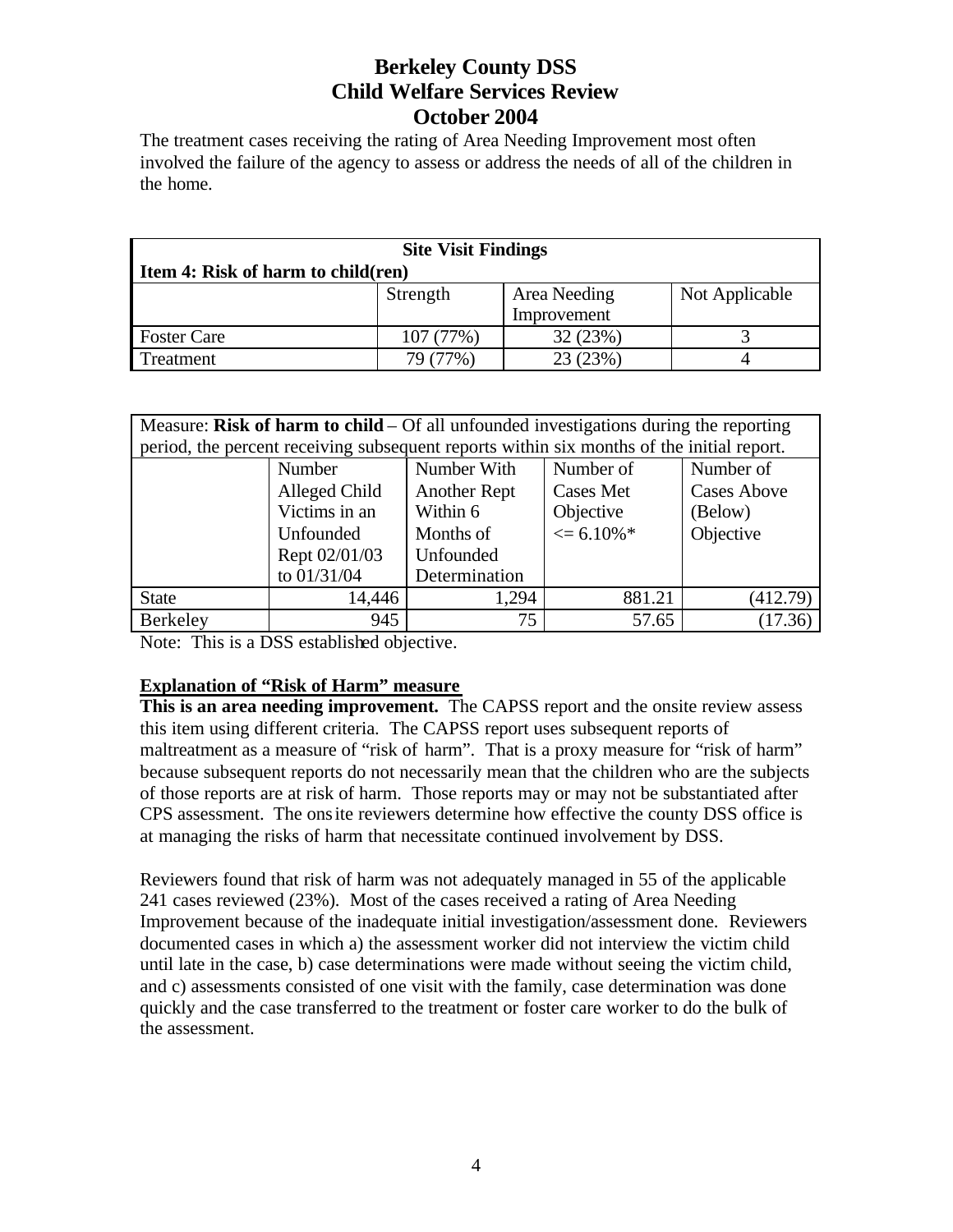The treatment cases receiving the rating of Area Needing Improvement most often involved the failure of the agency to assess or address the needs of all of the children in the home.

| Site Visit Findings | | | |
|---|---|---|---|
| **Item 4: Risk of harm to child(ren)** | | | |
| | Strength | Area Needing Improvement | Not Applicable |
| Foster Care | 107 (77%) | 32 (23%) | 3 |
| Treatment | 79 (77%) | 23 (23%) | 4 |

Measure: **Risk of harm to child** – Of all unfounded investigations during the reporting period, the percent receiving subsequent reports within six months of the initial report.

| | Number Alleged Child Victims in an Unfounded Rept 02/01/03 to 01/31/04 | Number With Another Rept Within 6 Months of Unfounded Determination | Number of Cases Met Objective <= 6.10%* | Number of Cases Above (Below) Objective |
|---|---|---|---|---|
| State | 14,446 | 1,294 | 881.21 | (412.79) |
| Berkeley | 945 | 75 | 57.65 | (17.36) |

Note: This is a DSS established objective.

**Explanation of "Risk of Harm" measure**

**This is an area needing improvement.** The CAPSS report and the onsite review assess this item using different criteria. The CAPSS report uses subsequent reports of maltreatment as a measure of "risk of harm". That is a proxy measure for "risk of harm" because subsequent reports do not necessarily mean that the children who are the subjects of those reports are at risk of harm. Those reports may or may not be substantiated after CPS assessment. The onsite reviewers determine how effective the county DSS office is at managing the risks of harm that necessitate continued involvement by DSS.

Reviewers found that risk of harm was not adequately managed in 55 of the applicable 241 cases reviewed (23%). Most of the cases received a rating of Area Needing Improvement because of the inadequate initial investigation/assessment done. Reviewers documented cases in which a) the assessment worker did not interview the victim child until late in the case, b) case determinations were made without seeing the victim child, and c) assessments consisted of one visit with the family, case determination was done quickly and the case transferred to the treatment or foster care worker to do the bulk of the assessment.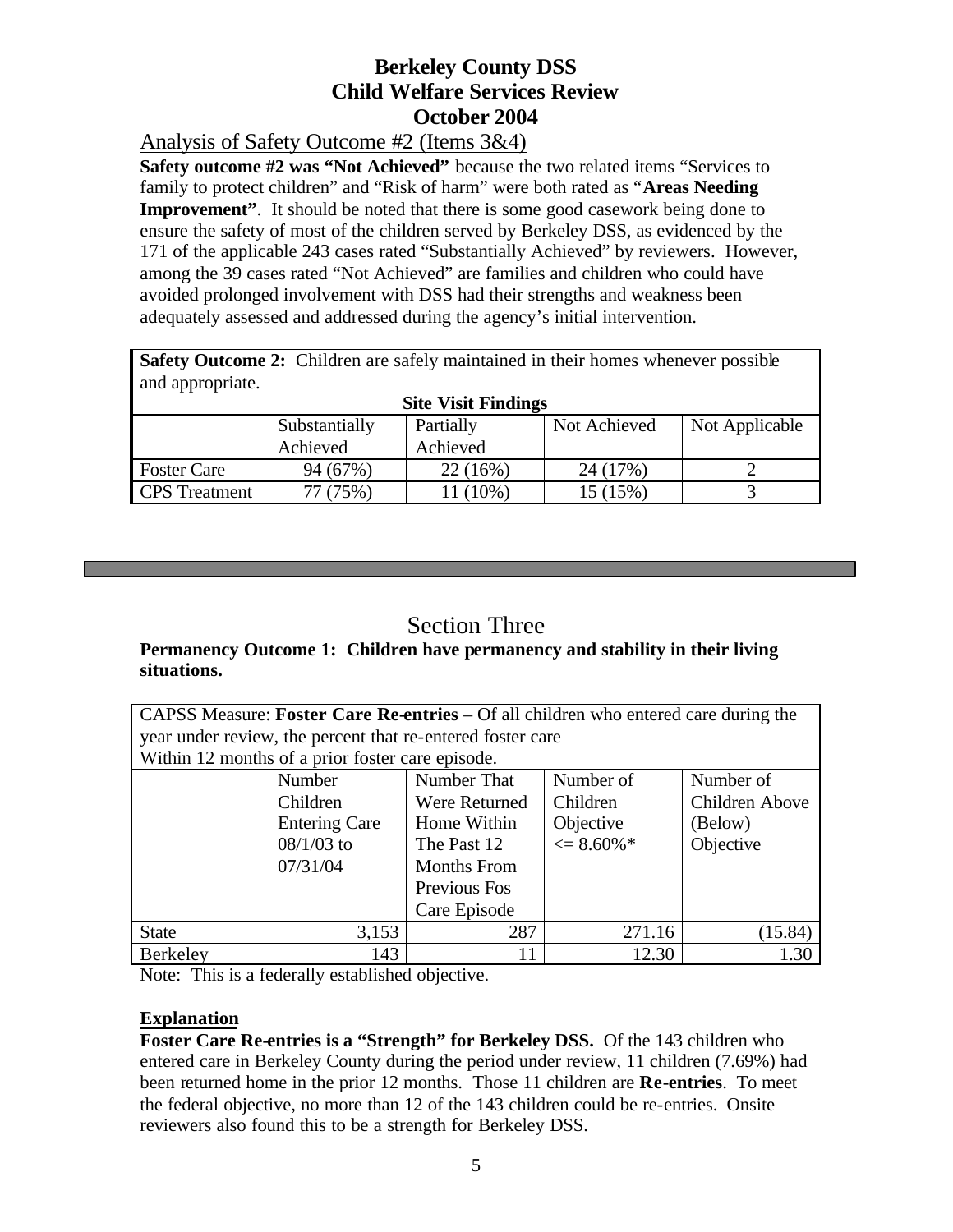# Berkeley County DSS
# Child Welfare Services Review
# October 2004

## Analysis of Safety Outcome #2 (Items 3&4)

**Safety outcome #2 was "Not Achieved"** because the two related items "Services to family to protect children" and "Risk of harm" were both rated as "**Areas Needing Improvement**". It should be noted that there is some good casework being done to ensure the safety of most of the children served by Berkeley DSS, as evidenced by the 171 of the applicable 243 cases rated "Substantially Achieved" by reviewers. However, among the 39 cases rated "Not Achieved" are families and children who could have avoided prolonged involvement with DSS had their strengths and weakness been adequately assessed and addressed during the agency's initial intervention.

**Safety Outcome 2:** Children are safely maintained in their homes whenever possible and appropriate.

**Site Visit Findings**

| | Substantially Achieved | Partially Achieved | Not Achieved | Not Applicable |
|---|---|---|---|---|
| Foster Care | 94 (67%) | 22 (16%) | 24 (17%) | 2 |
| CPS Treatment | 77 (75%) | 11 (10%) | 15 (15%) | 3 |

---

## Section Three

**Permanency Outcome 1: Children have permanency and stability in their living situations.**

CAPSS Measure: **Foster Care Re-entries** – Of all children who entered care during the year under review, the percent that re-entered foster care Within 12 months of a prior foster care episode.

| | Number Children Entering Care 08/1/03 to 07/31/04 | Number That Were Returned Home Within The Past 12 Months From Previous Fos Care Episode | Number of Children Objective <= 8.60%* | Number of Children Above (Below) Objective |
|---|---|---|---|---|
| State | 3,153 | 287 | 271.16 | (15.84) |
| Berkeley | 143 | 11 | 12.30 | 1.30 |

Note: This is a federally established objective.

**Explanation**

**Foster Care Re-entries is a "Strength" for Berkeley DSS.** Of the 143 children who entered care in Berkeley County during the period under review, 11 children (7.69%) had been returned home in the prior 12 months. Those 11 children are **Re-entries**. To meet the federal objective, no more than 12 of the 143 children could be re-entries. Onsite reviewers also found this to be a strength for Berkeley DSS.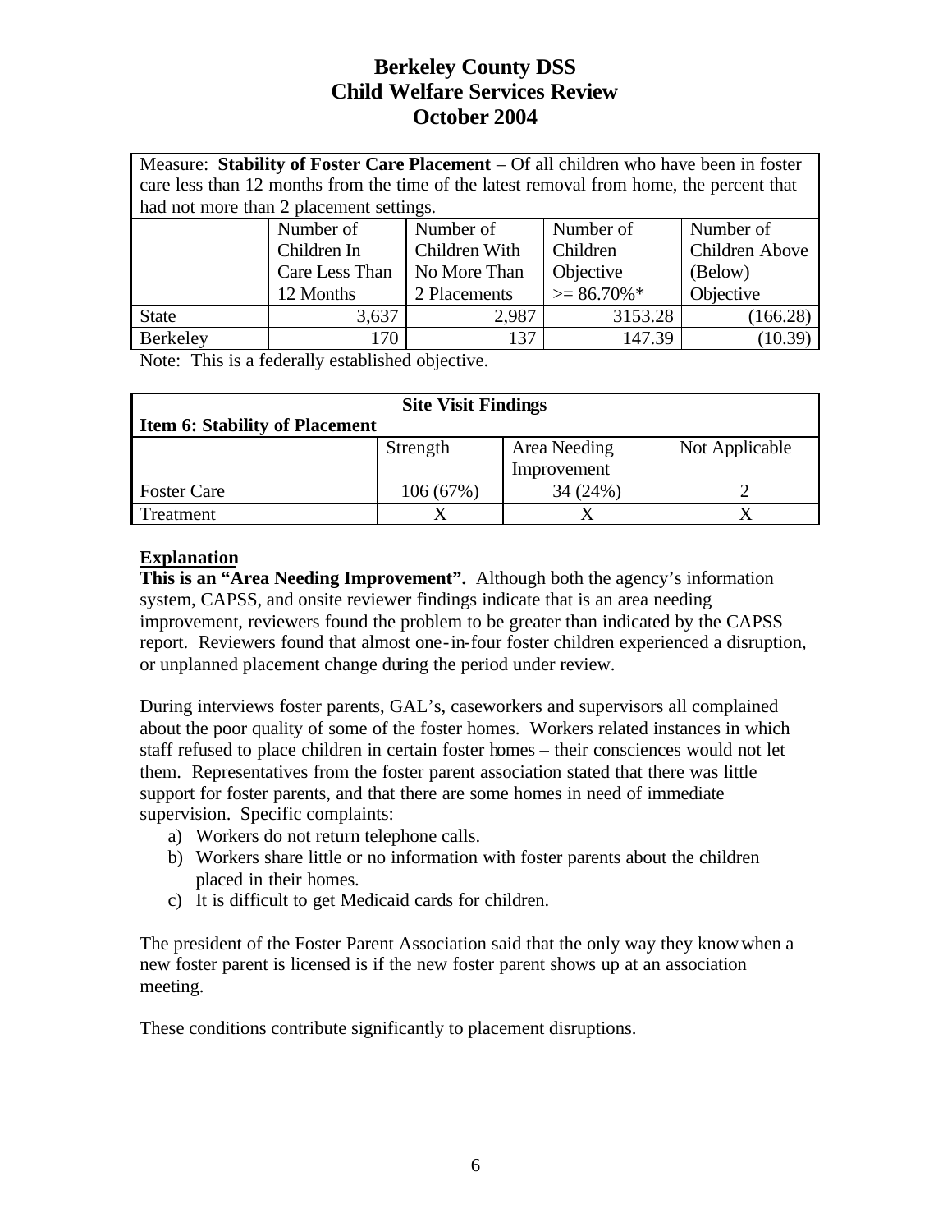# Berkeley County DSS
# Child Welfare Services Review
# October 2004

| Measure: **Stability of Foster Care Placement** – Of all children who have been in foster care less than 12 months from the time of the latest removal from home, the percent that had not more than 2 placement settings. | | | | |
|---|---|---|---|---|
| | Number of Children In Care Less Than 12 Months | Number of Children With No More Than 2 Placements | Number of Children Objective >= 86.70%* | Number of Children Above (Below) Objective |
| State | 3,637 | 2,987 | 3153.28 | (166.28) |
| Berkeley | 170 | 137 | 147.39 | (10.39) |

Note: This is a federally established objective.

| **Site Visit Findings** **Item 6: Stability of Placement** | | | |
|---|---|---|---|
| | Strength | Area Needing Improvement | Not Applicable |
| Foster Care | 106 (67%) | 34 (24%) | 2 |
| Treatment | X | X | X |

**Explanation**

**This is an "Area Needing Improvement".** Although both the agency's information system, CAPSS, and onsite reviewer findings indicate that is an area needing improvement, reviewers found the problem to be greater than indicated by the CAPSS report. Reviewers found that almost one-in-four foster children experienced a disruption, or unplanned placement change during the period under review.

During interviews foster parents, GAL's, caseworkers and supervisors all complained about the poor quality of some of the foster homes. Workers related instances in which staff refused to place children in certain foster homes – their consciences would not let them. Representatives from the foster parent association stated that there was little support for foster parents, and that there are some homes in need of immediate supervision. Specific complaints:

a) Workers do not return telephone calls.
b) Workers share little or no information with foster parents about the children placed in their homes.
c) It is difficult to get Medicaid cards for children.

The president of the Foster Parent Association said that the only way they know when a new foster parent is licensed is if the new foster parent shows up at an association meeting.

These conditions contribute significantly to placement disruptions.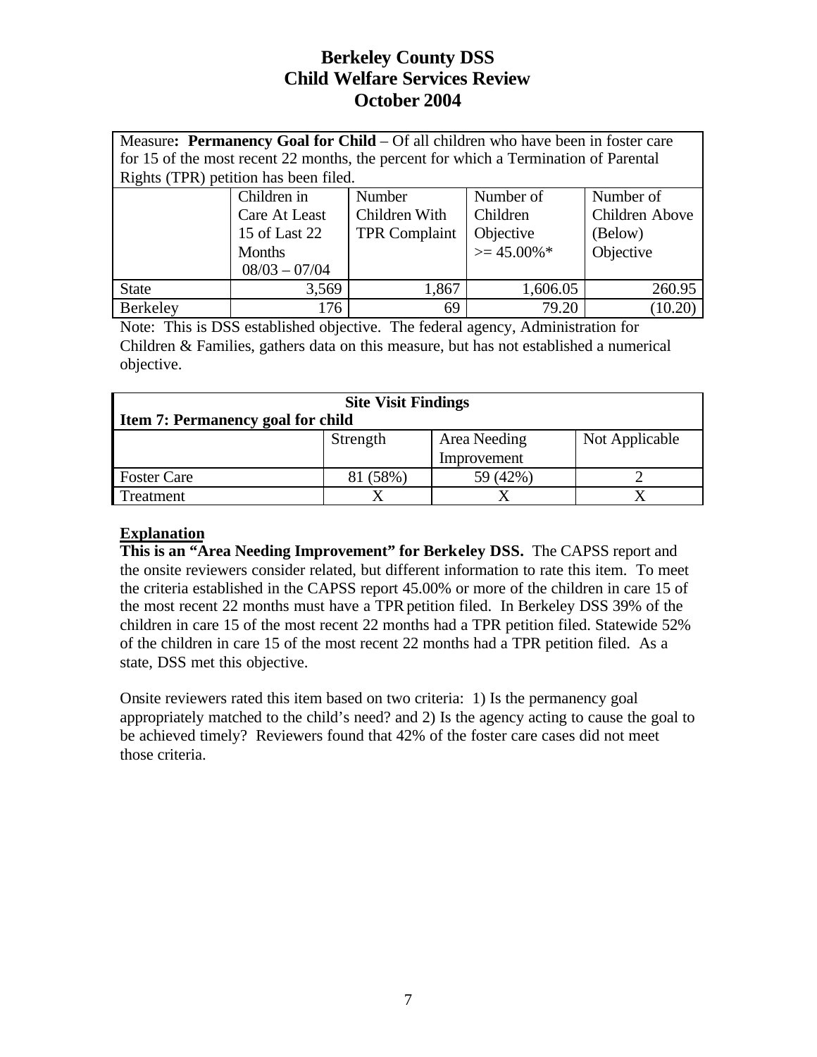# Berkeley County DSS
# Child Welfare Services Review
# October 2004

Measure**: Permanency Goal for Child** – Of all children who have been in foster care for 15 of the most recent 22 months, the percent for which a Termination of Parental Rights (TPR) petition has been filed.

| | Children in Care At Least 15 of Last 22 Months 08/03 – 07/04 | Number Children With TPR Complaint | Number of Children Objective >= 45.00%* | Number of Children Above (Below) Objective |
|---|---|---|---|---|
| State | 3,569 | 1,867 | 1,606.05 | 260.95 |
| Berkeley | 176 | 69 | 79.20 | (10.20) |

Note: This is DSS established objective. The federal agency, Administration for Children & Families, gathers data on this measure, but has not established a numerical objective.

**Site Visit Findings**

**Item 7: Permanency goal for child**

| | Strength | Area Needing Improvement | Not Applicable |
|---|---|---|---|
| Foster Care | 81 (58%) | 59 (42%) | 2 |
| Treatment | X | X | X |

**Explanation**

**This is an "Area Needing Improvement" for Berkeley DSS.** The CAPSS report and the onsite reviewers consider related, but different information to rate this item. To meet the criteria established in the CAPSS report 45.00% or more of the children in care 15 of the most recent 22 months must have a TPR petition filed. In Berkeley DSS 39% of the children in care 15 of the most recent 22 months had a TPR petition filed. Statewide 52% of the children in care 15 of the most recent 22 months had a TPR petition filed. As a state, DSS met this objective.

Onsite reviewers rated this item based on two criteria: 1) Is the permanency goal appropriately matched to the child's need? and 2) Is the agency acting to cause the goal to be achieved timely? Reviewers found that 42% of the foster care cases did not meet those criteria.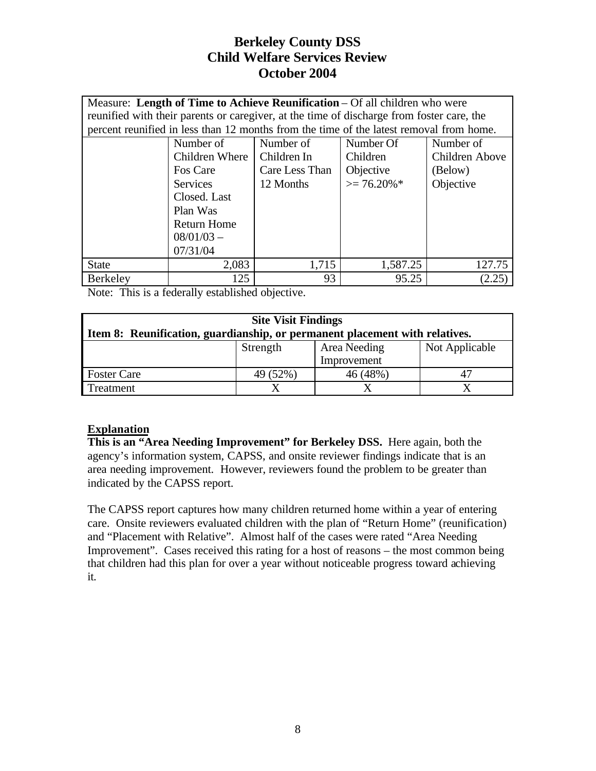# Berkeley County DSS
# Child Welfare Services Review
# October 2004

| Measure: **Length of Time to Achieve Reunification** – Of all children who were reunified with their parents or caregiver, at the time of discharge from foster care, the percent reunified in less than 12 months from the time of the latest removal from home. | | | | |
|---|---|---|---|---|
| | Number of Children Where Fos Care Services Closed. Last Plan Was Return Home 08/01/03 – 07/31/04 | Number of Children In Care Less Than 12 Months | Number Of Children Objective >= 76.20%* | Number of Children Above (Below) Objective |
| State | 2,083 | 1,715 | 1,587.25 | 127.75 |
| Berkeley | 125 | 93 | 95.25 | (2.25) |

Note: This is a federally established objective.

| **Site Visit Findings**<br>**Item 8: Reunification, guardianship, or permanent placement with relatives.** | | | |
|---|---|---|---|
| | Strength | Area Needing Improvement | Not Applicable |
| Foster Care | 49 (52%) | 46 (48%) | 47 |
| Treatment | X | X | X |

**Explanation**

**This is an "Area Needing Improvement" for Berkeley DSS.** Here again, both the agency's information system, CAPSS, and onsite reviewer findings indicate that is an area needing improvement. However, reviewers found the problem to be greater than indicated by the CAPSS report.

The CAPSS report captures how many children returned home within a year of entering care. Onsite reviewers evaluated children with the plan of "Return Home" (reunification) and "Placement with Relative". Almost half of the cases were rated "Area Needing Improvement". Cases received this rating for a host of reasons – the most common being that children had this plan for over a year without noticeable progress toward achieving it.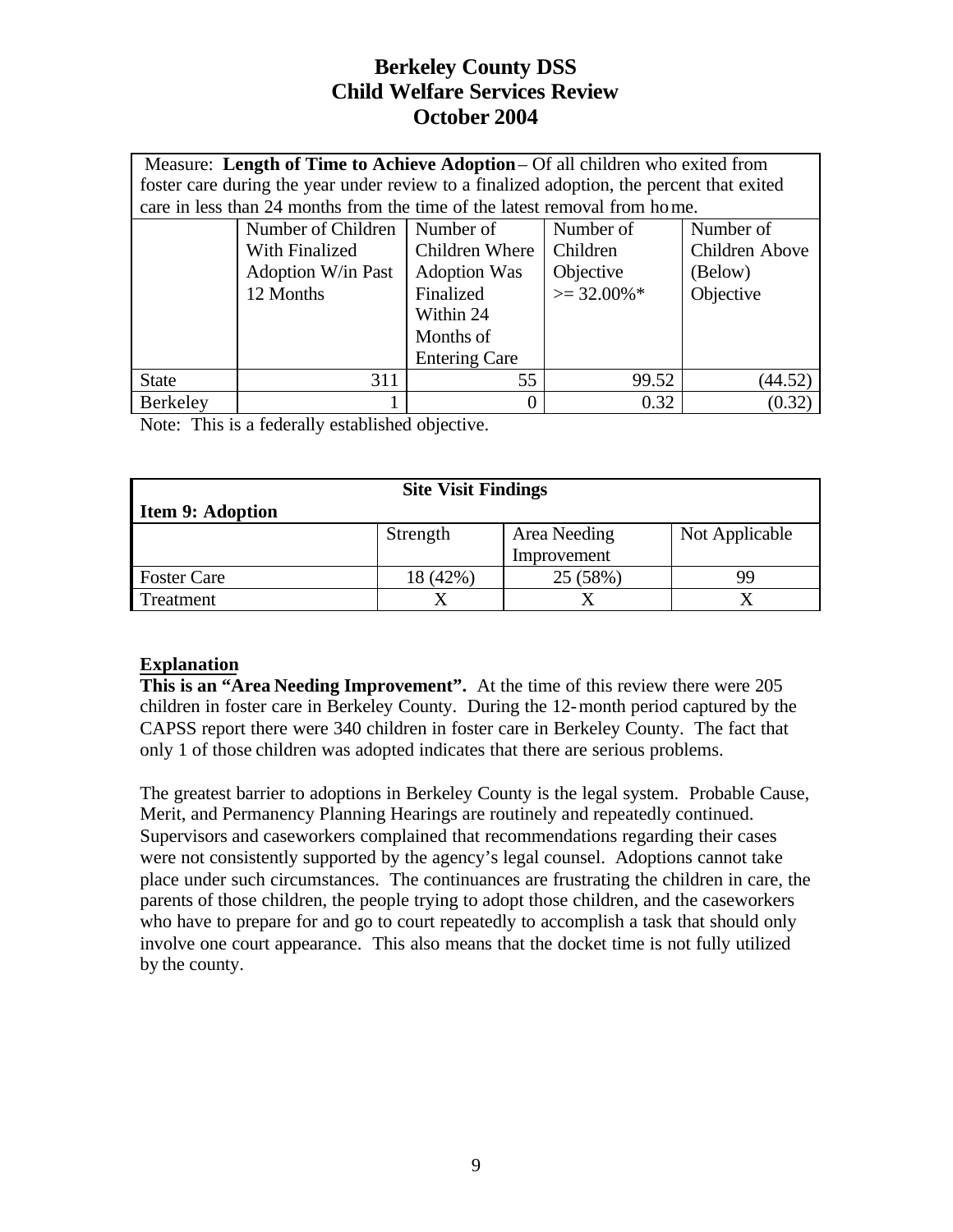# Berkeley County DSS
# Child Welfare Services Review
# October 2004

Measure: **Length of Time to Achieve Adoption** – Of all children who exited from foster care during the year under review to a finalized adoption, the percent that exited care in less than 24 months from the time of the latest removal from home.

| | Number of Children With Finalized Adoption W/in Past 12 Months | Number of Children Where Adoption Was Finalized Within 24 Months of Entering Care | Number of Children Objective >= 32.00%* | Number of Children Above (Below) Objective |
|---|---|---|---|---|
| State | 311 | 55 | 99.52 | (44.52) |
| Berkeley | 1 | 0 | 0.32 | (0.32) |

Note: This is a federally established objective.

| **Site Visit Findings**<br>**Item 9: Adoption** | | | |
|---|---|---|---|
| | Strength | Area Needing Improvement | Not Applicable |
| Foster Care | 18 (42%) | 25 (58%) | 99 |
| Treatment | X | X | X |

**Explanation**

**This is an "Area Needing Improvement".** At the time of this review there were 205 children in foster care in Berkeley County. During the 12-month period captured by the CAPSS report there were 340 children in foster care in Berkeley County. The fact that only 1 of those children was adopted indicates that there are serious problems.

The greatest barrier to adoptions in Berkeley County is the legal system. Probable Cause, Merit, and Permanency Planning Hearings are routinely and repeatedly continued. Supervisors and caseworkers complained that recommendations regarding their cases were not consistently supported by the agency's legal counsel. Adoptions cannot take place under such circumstances. The continuances are frustrating the children in care, the parents of those children, the people trying to adopt those children, and the caseworkers who have to prepare for and go to court repeatedly to accomplish a task that should only involve one court appearance. This also means that the docket time is not fully utilized by the county.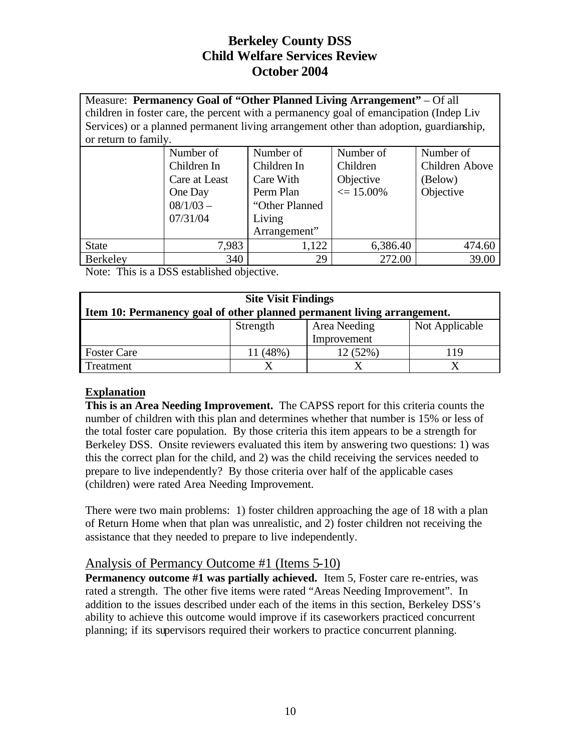# Berkeley County DSS
# Child Welfare Services Review
# October 2004

Measure: **Permanency Goal of "Other Planned Living Arrangement"** – Of all children in foster care, the percent with a permanency goal of emancipation (Indep Liv Services) or a planned permanent living arrangement other than adoption, guardianship, or return to family.

| | Number of Children In Care at Least One Day 08/1/03 – 07/31/04 | Number of Children In Care With Perm Plan "Other Planned Living Arrangement" | Number of Children Objective <= 15.00% | Number of Children Above (Below) Objective |
|---|---|---|---|---|
| State | 7,983 | 1,122 | 6,386.40 | 474.60 |
| Berkeley | 340 | 29 | 272.00 | 39.00 |

Note: This is a DSS established objective.

| **Site Visit Findings**<br>**Item 10: Permanency goal of other planned permanent living arrangement.** | | | |
|---|---|---|---|
| | Strength | Area Needing Improvement | Not Applicable |
| Foster Care | 11 (48%) | 12 (52%) | 119 |
| Treatment | X | X | X |

**Explanation**

**This is an Area Needing Improvement.** The CAPSS report for this criteria counts the number of children with this plan and determines whether that number is 15% or less of the total foster care population. By those criteria this item appears to be a strength for Berkeley DSS. Onsite reviewers evaluated this item by answering two questions: 1) was this the correct plan for the child, and 2) was the child receiving the services needed to prepare to live independently? By those criteria over half of the applicable cases (children) were rated Area Needing Improvement.

There were two main problems: 1) foster children approaching the age of 18 with a plan of Return Home when that plan was unrealistic, and 2) foster children not receiving the assistance that they needed to prepare to live independently.

## Analysis of Permancy Outcome #1 (Items 5-10)

**Permanency outcome #1 was partially achieved.** Item 5, Foster care re-entries, was rated a strength. The other five items were rated "Areas Needing Improvement". In addition to the issues described under each of the items in this section, Berkeley DSS's ability to achieve this outcome would improve if its caseworkers practiced concurrent planning; if its supervisors required their workers to practice concurrent planning.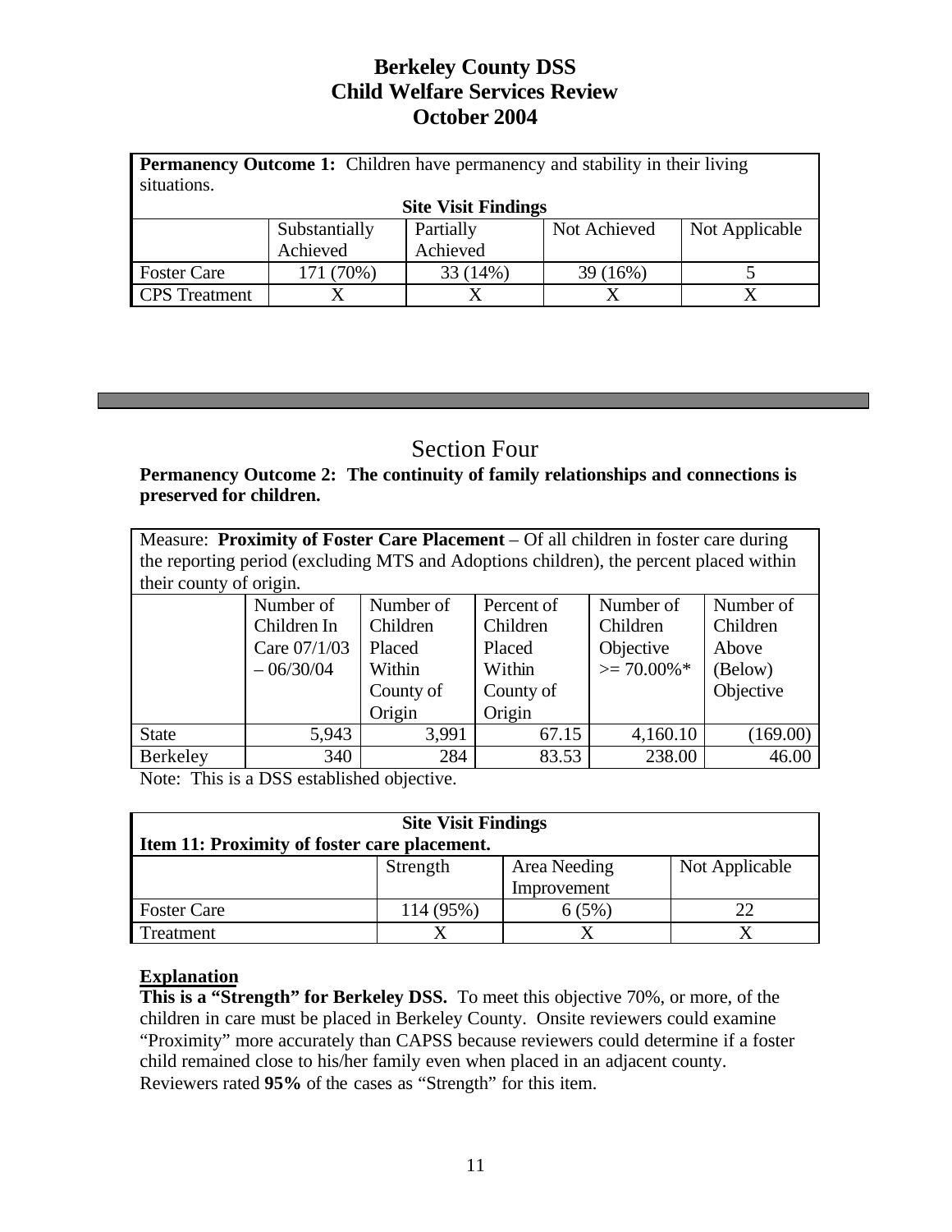# Berkeley County DSS
# Child Welfare Services Review
# October 2004

| **Permanency Outcome 1:** Children have permanency and stability in their living situations. | | | | |
|---|---|---|---|---|
| **Site Visit Findings** | | | | |
| | Substantially Achieved | Partially Achieved | Not Achieved | Not Applicable |
| Foster Care | 171 (70%) | 33 (14%) | 39 (16%) | 5 |
| CPS Treatment | X | X | X | X |

---

## Section Four

**Permanency Outcome 2: The continuity of family relationships and connections is preserved for children.**

| Measure: **Proximity of Foster Care Placement** – Of all children in foster care during the reporting period (excluding MTS and Adoptions children), the percent placed within their county of origin. | | | | | |
|---|---|---|---|---|---|
| | Number of Children In Care 07/1/03 – 06/30/04 | Number of Children Placed Within County of Origin | Percent of Children Placed Within County of Origin | Number of Children Objective >= 70.00%* | Number of Children Above (Below) Objective |
| State | 5,943 | 3,991 | 67.15 | 4,160.10 | (169.00) |
| Berkeley | 340 | 284 | 83.53 | 238.00 | 46.00 |

Note: This is a DSS established objective.

| **Site Visit Findings** **Item 11: Proximity of foster care placement.** | | | |
|---|---|---|---|
| | Strength | Area Needing Improvement | Not Applicable |
| Foster Care | 114 (95%) | 6 (5%) | 22 |
| Treatment | X | X | X |

**Explanation**

**This is a "Strength" for Berkeley DSS.** To meet this objective 70%, or more, of the children in care must be placed in Berkeley County. Onsite reviewers could examine "Proximity" more accurately than CAPSS because reviewers could determine if a foster child remained close to his/her family even when placed in an adjacent county. Reviewers rated **95%** of the cases as "Strength" for this item.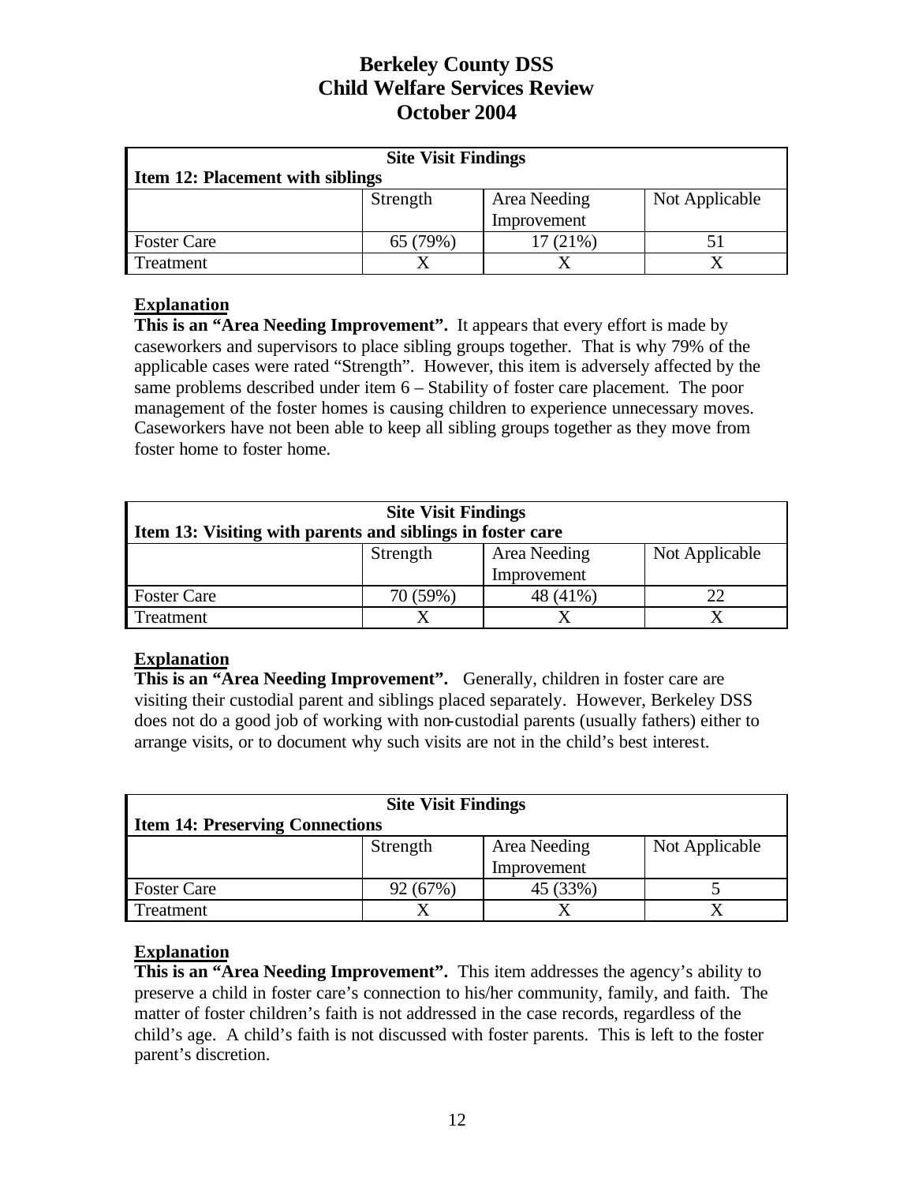# Berkeley County DSS
# Child Welfare Services Review
# October 2004

| **Site Visit Findings**<br>**Item 12: Placement with siblings** | | | |
|---|---|---|---|
| | Strength | Area Needing Improvement | Not Applicable |
| Foster Care | 65 (79%) | 17 (21%) | 51 |
| Treatment | X | X | X |

**Explanation**

**This is an "Area Needing Improvement".** It appears that every effort is made by caseworkers and supervisors to place sibling groups together. That is why 79% of the applicable cases were rated "Strength". However, this item is adversely affected by the same problems described under item 6 – Stability of foster care placement. The poor management of the foster homes is causing children to experience unnecessary moves. Caseworkers have not been able to keep all sibling groups together as they move from foster home to foster home.

| **Site Visit Findings**<br>**Item 13: Visiting with parents and siblings in foster care** | | | |
|---|---|---|---|
| | Strength | Area Needing Improvement | Not Applicable |
| Foster Care | 70 (59%) | 48 (41%) | 22 |
| Treatment | X | X | X |

**Explanation**

**This is an "Area Needing Improvement".** Generally, children in foster care are visiting their custodial parent and siblings placed separately. However, Berkeley DSS does not do a good job of working with non-custodial parents (usually fathers) either to arrange visits, or to document why such visits are not in the child's best interest.

| **Site Visit Findings**<br>**Item 14: Preserving Connections** | | | |
|---|---|---|---|
| | Strength | Area Needing Improvement | Not Applicable |
| Foster Care | 92 (67%) | 45 (33%) | 5 |
| Treatment | X | X | X |

**Explanation**

**This is an "Area Needing Improvement".** This item addresses the agency's ability to preserve a child in foster care's connection to his/her community, family, and faith. The matter of foster children's faith is not addressed in the case records, regardless of the child's age. A child's faith is not discussed with foster parents. This is left to the foster parent's discretion.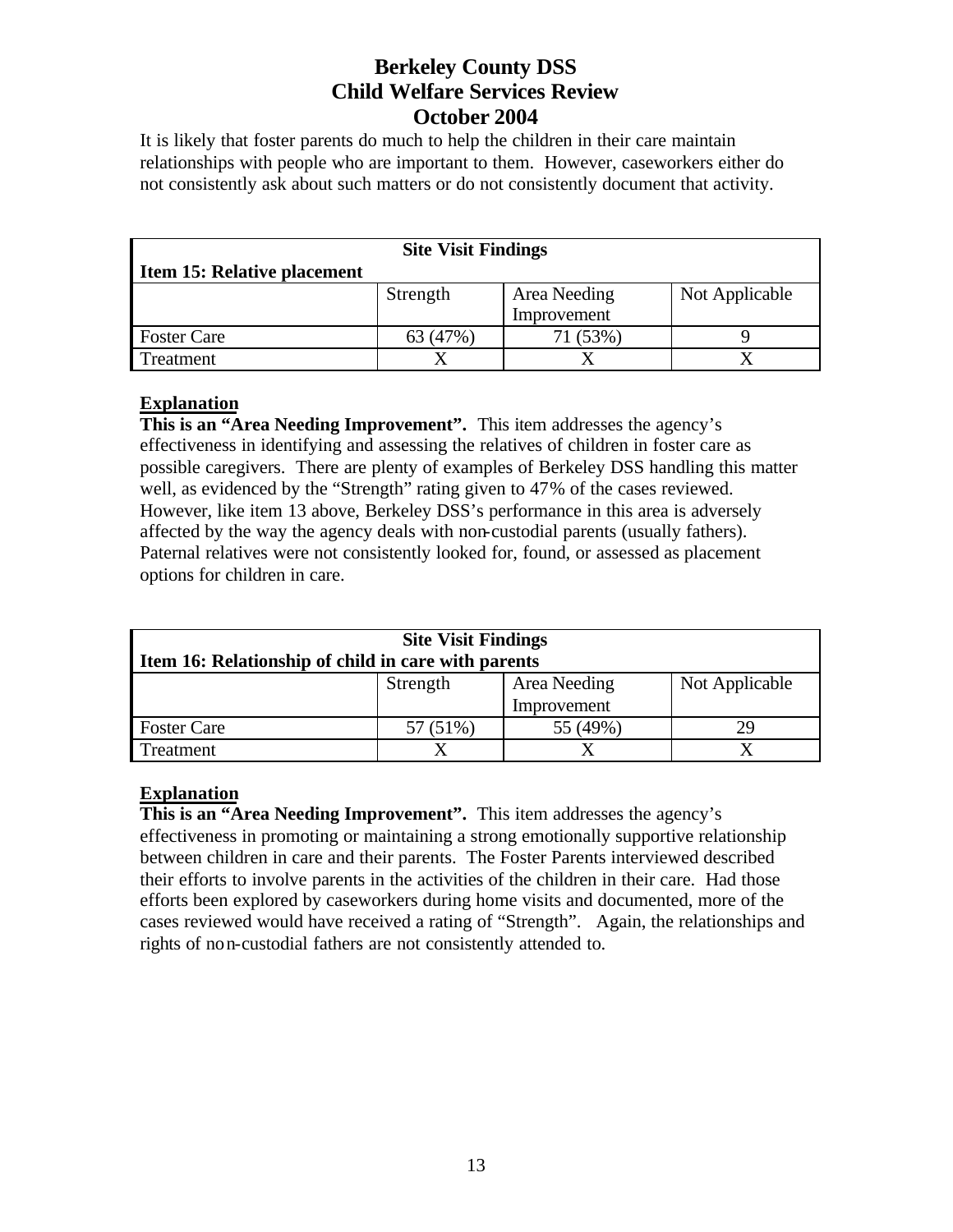It is likely that foster parents do much to help the children in their care maintain relationships with people who are important to them. However, caseworkers either do not consistently ask about such matters or do not consistently document that activity.

| Site Visit Findings<br>Item 15: Relative placement | | | |
|---|---|---|---|
| | Strength | Area Needing Improvement | Not Applicable |
| Foster Care | 63 (47%) | 71 (53%) | 9 |
| Treatment | X | X | X |

**Explanation**

**This is an "Area Needing Improvement".** This item addresses the agency's effectiveness in identifying and assessing the relatives of children in foster care as possible caregivers. There are plenty of examples of Berkeley DSS handling this matter well, as evidenced by the "Strength" rating given to 47% of the cases reviewed. However, like item 13 above, Berkeley DSS's performance in this area is adversely affected by the way the agency deals with non-custodial parents (usually fathers). Paternal relatives were not consistently looked for, found, or assessed as placement options for children in care.

| Site Visit Findings<br>Item 16: Relationship of child in care with parents | | | |
|---|---|---|---|
| | Strength | Area Needing Improvement | Not Applicable |
| Foster Care | 57 (51%) | 55 (49%) | 29 |
| Treatment | X | X | X |

**Explanation**

**This is an "Area Needing Improvement".** This item addresses the agency's effectiveness in promoting or maintaining a strong emotionally supportive relationship between children in care and their parents. The Foster Parents interviewed described their efforts to involve parents in the activities of the children in their care. Had those efforts been explored by caseworkers during home visits and documented, more of the cases reviewed would have received a rating of "Strength". Again, the relationships and rights of non-custodial fathers are not consistently attended to.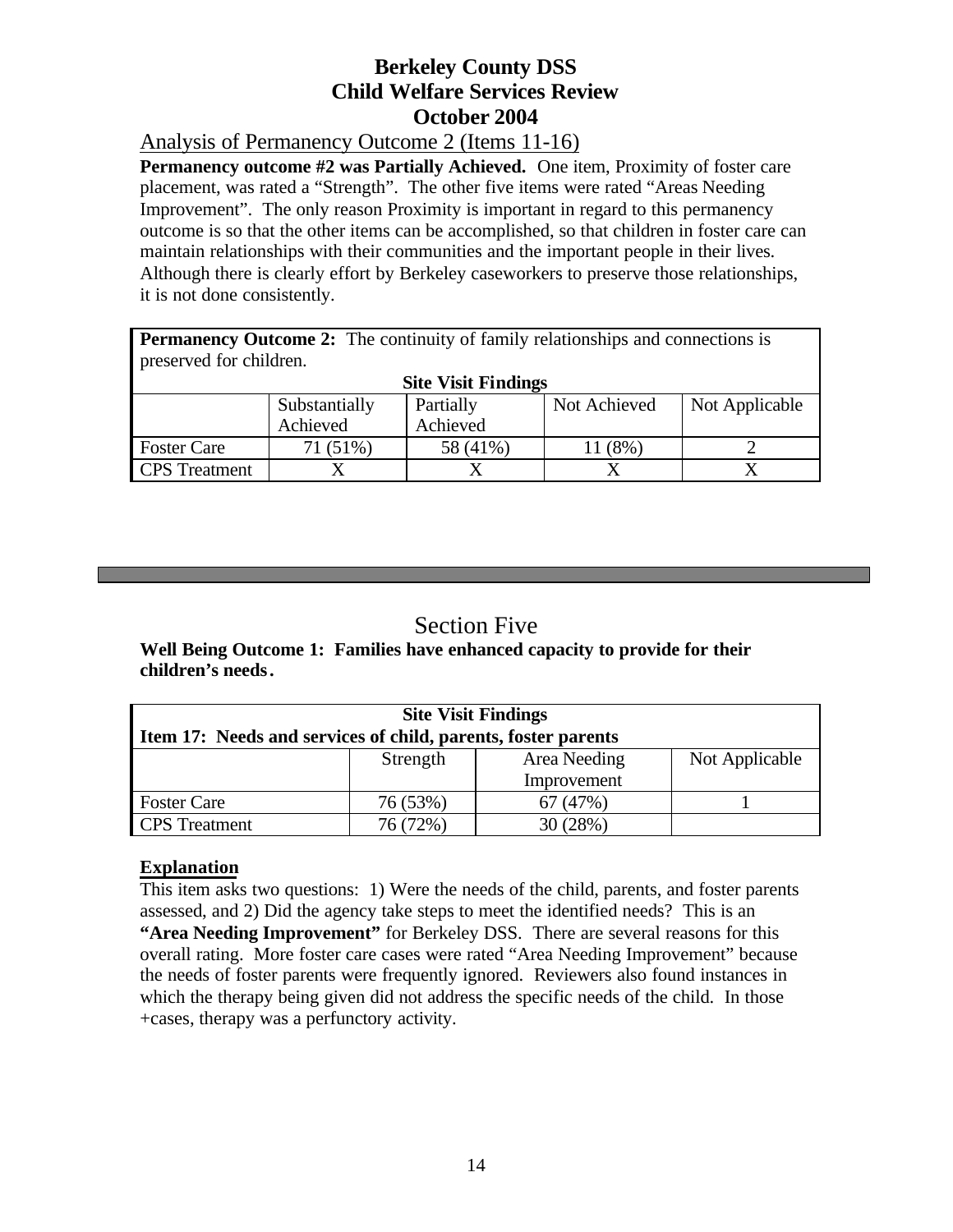# Berkeley County DSS
# Child Welfare Services Review
# October 2004

## Analysis of Permanency Outcome 2 (Items 11-16)

**Permanency outcome #2 was Partially Achieved.** One item, Proximity of foster care placement, was rated a "Strength". The other five items were rated "Areas Needing Improvement". The only reason Proximity is important in regard to this permanency outcome is so that the other items can be accomplished, so that children in foster care can maintain relationships with their communities and the important people in their lives. Although there is clearly effort by Berkeley caseworkers to preserve those relationships, it is not done consistently.

**Permanency Outcome 2:** The continuity of family relationships and connections is preserved for children.

| Site Visit Findings | | | | |
|---|---|---|---|---|
| | Substantially Achieved | Partially Achieved | Not Achieved | Not Applicable |
| Foster Care | 71 (51%) | 58 (41%) | 11 (8%) | 2 |
| CPS Treatment | X | X | X | X |

---

## Section Five

**Well Being Outcome 1: Families have enhanced capacity to provide for their children's needs.**

| Site Visit Findings<br>Item 17: Needs and services of child, parents, foster parents | | | |
|---|---|---|---|
| | Strength | Area Needing Improvement | Not Applicable |
| Foster Care | 76 (53%) | 67 (47%) | 1 |
| CPS Treatment | 76 (72%) | 30 (28%) | |

### Explanation

This item asks two questions: 1) Were the needs of the child, parents, and foster parents assessed, and 2) Did the agency take steps to meet the identified needs? This is an **"Area Needing Improvement"** for Berkeley DSS. There are several reasons for this overall rating. More foster care cases were rated "Area Needing Improvement" because the needs of foster parents were frequently ignored. Reviewers also found instances in which the therapy being given did not address the specific needs of the child. In those +cases, therapy was a perfunctory activity.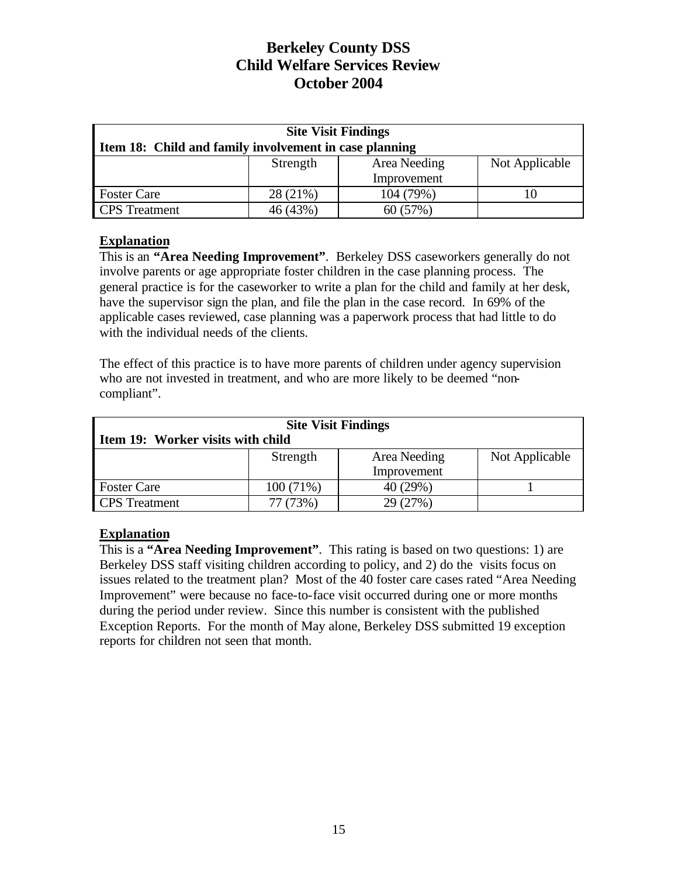# Berkeley County DSS
# Child Welfare Services Review
# October 2004

| Site Visit Findings | | | |
|---|---|---|---|
| **Item 18: Child and family involvement in case planning** | | | |
| | Strength | Area Needing Improvement | Not Applicable |
| Foster Care | 28 (21%) | 104 (79%) | 10 |
| CPS Treatment | 46 (43%) | 60 (57%) | |

**Explanation**

This is an **"Area Needing Improvement"**. Berkeley DSS caseworkers generally do not involve parents or age appropriate foster children in the case planning process. The general practice is for the caseworker to write a plan for the child and family at her desk, have the supervisor sign the plan, and file the plan in the case record. In 69% of the applicable cases reviewed, case planning was a paperwork process that had little to do with the individual needs of the clients.

The effect of this practice is to have more parents of children under agency supervision who are not invested in treatment, and who are more likely to be deemed "non-compliant".

| Site Visit Findings | | | |
|---|---|---|---|
| **Item 19: Worker visits with child** | | | |
| | Strength | Area Needing Improvement | Not Applicable |
| Foster Care | 100 (71%) | 40 (29%) | 1 |
| CPS Treatment | 77 (73%) | 29 (27%) | |

**Explanation**

This is a **"Area Needing Improvement"**. This rating is based on two questions: 1) are Berkeley DSS staff visiting children according to policy, and 2) do the visits focus on issues related to the treatment plan? Most of the 40 foster care cases rated "Area Needing Improvement" were because no face-to-face visit occurred during one or more months during the period under review. Since this number is consistent with the published Exception Reports. For the month of May alone, Berkeley DSS submitted 19 exception reports for children not seen that month.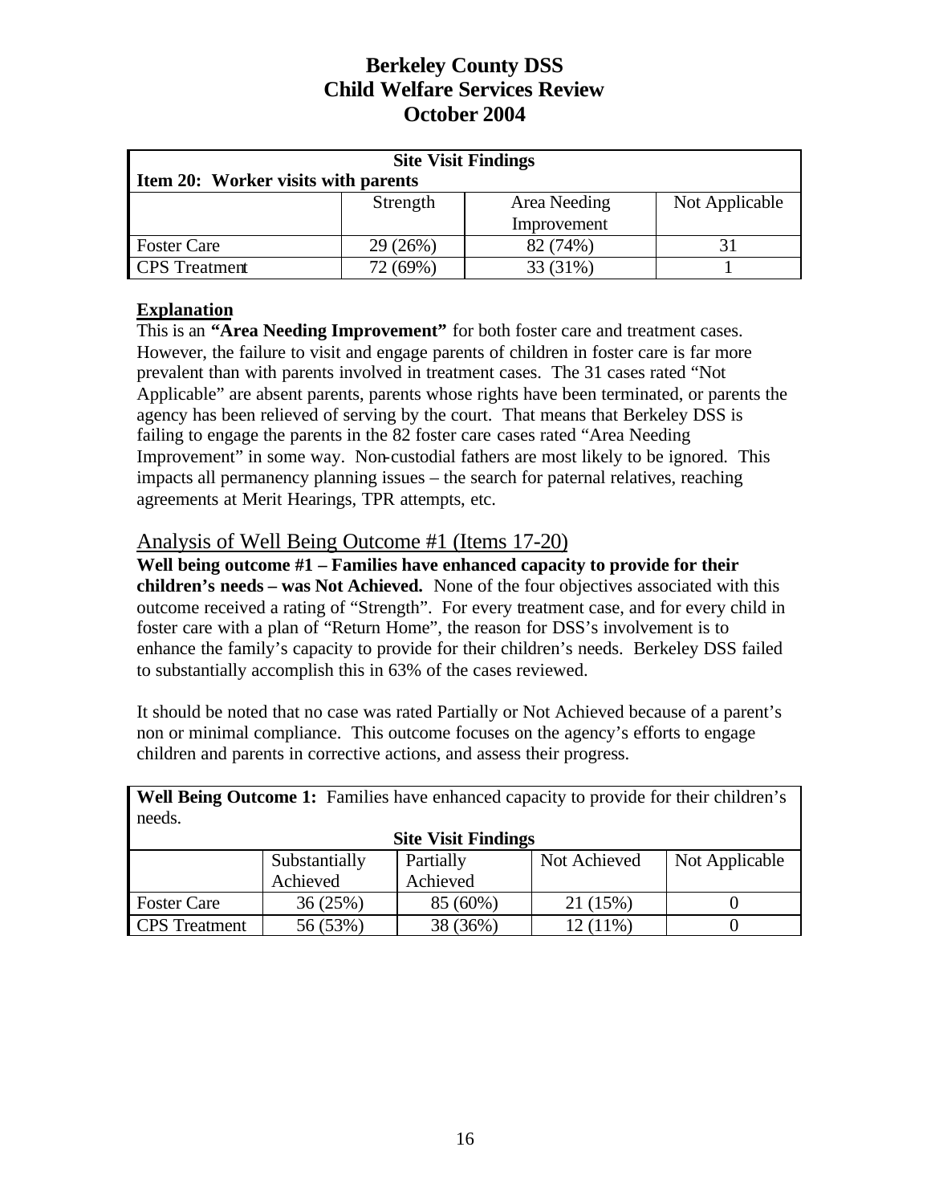# Berkeley County DSS
# Child Welfare Services Review
# October 2004

| **Site Visit Findings** | | | |
|---|---|---|---|
| **Item 20: Worker visits with parents** | | | |
| | Strength | Area Needing Improvement | Not Applicable |
| Foster Care | 29 (26%) | 82 (74%) | 31 |
| CPS Treatment | 72 (69%) | 33 (31%) | 1 |

**Explanation**

This is an **"Area Needing Improvement"** for both foster care and treatment cases. However, the failure to visit and engage parents of children in foster care is far more prevalent than with parents involved in treatment cases. The 31 cases rated "Not Applicable" are absent parents, parents whose rights have been terminated, or parents the agency has been relieved of serving by the court. That means that Berkeley DSS is failing to engage the parents in the 82 foster care cases rated "Area Needing Improvement" in some way. Non-custodial fathers are most likely to be ignored. This impacts all permanency planning issues – the search for paternal relatives, reaching agreements at Merit Hearings, TPR attempts, etc.

## Analysis of Well Being Outcome #1 (Items 17-20)

**Well being outcome #1 – Families have enhanced capacity to provide for their children's needs – was Not Achieved.** None of the four objectives associated with this outcome received a rating of "Strength". For every treatment case, and for every child in foster care with a plan of "Return Home", the reason for DSS's involvement is to enhance the family's capacity to provide for their children's needs. Berkeley DSS failed to substantially accomplish this in 63% of the cases reviewed.

It should be noted that no case was rated Partially or Not Achieved because of a parent's non or minimal compliance. This outcome focuses on the agency's efforts to engage children and parents in corrective actions, and assess their progress.

| **Well Being Outcome 1:** Families have enhanced capacity to provide for their children's needs. | | | | |
|---|---|---|---|---|
| **Site Visit Findings** | | | | |
| | Substantially Achieved | Partially Achieved | Not Achieved | Not Applicable |
| Foster Care | 36 (25%) | 85 (60%) | 21 (15%) | 0 |
| CPS Treatment | 56 (53%) | 38 (36%) | 12 (11%) | 0 |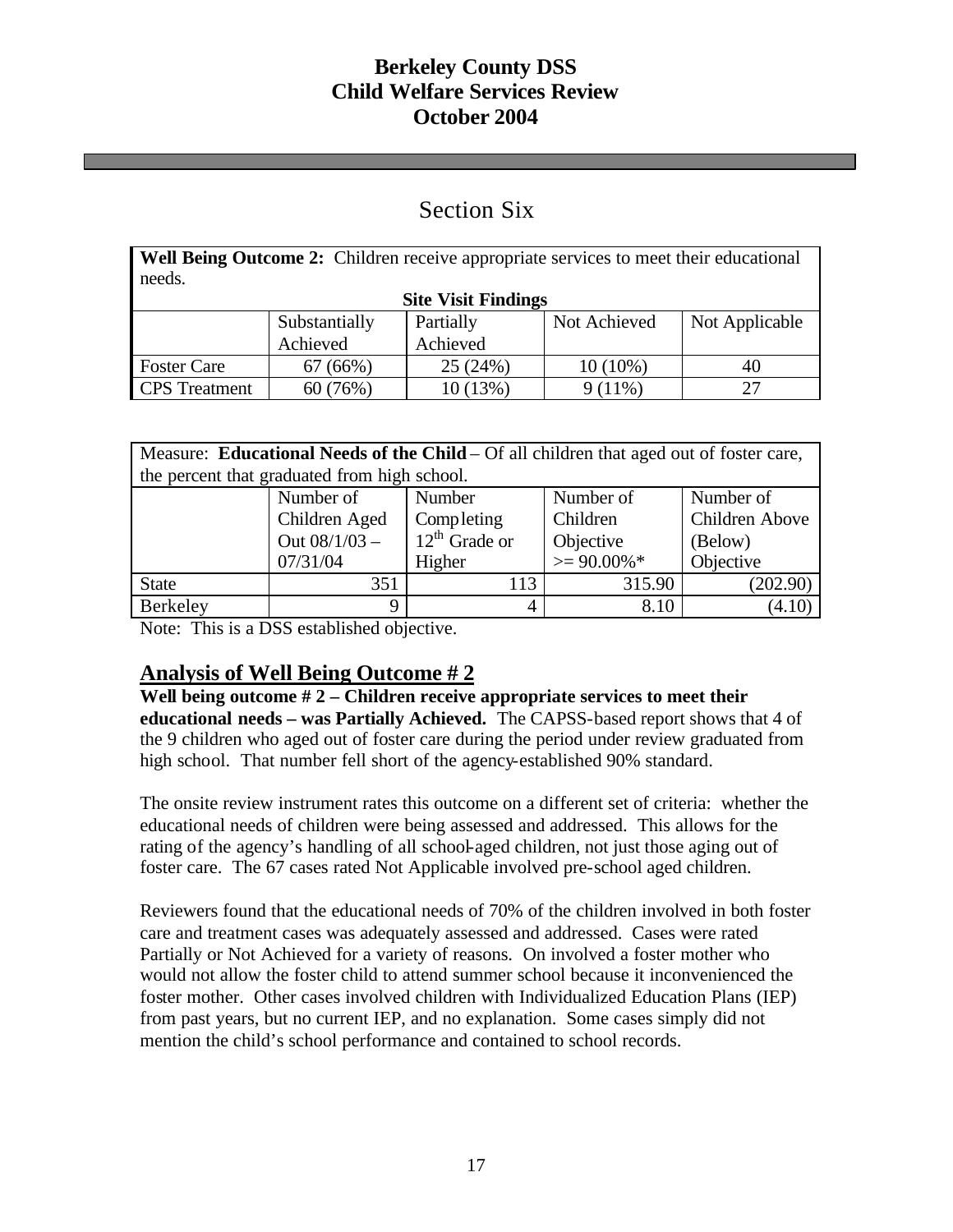# Berkeley County DSS
# Child Welfare Services Review
# October 2004

## Section Six

| **Well Being Outcome 2:** Children receive appropriate services to meet their educational needs. | | | | |
|---|---|---|---|---|
| **Site Visit Findings** | | | | |
| | Substantially Achieved | Partially Achieved | Not Achieved | Not Applicable |
| Foster Care | 67 (66%) | 25 (24%) | 10 (10%) | 40 |
| CPS Treatment | 60 (76%) | 10 (13%) | 9 (11%) | 27 |

| Measure: **Educational Needs of the Child** – Of all children that aged out of foster care, the percent that graduated from high school. | | | | |
|---|---|---|---|---|
| | Number of Children Aged Out 08/1/03 – 07/31/04 | Number Completing 12th Grade or Higher | Number of Children Objective >= 90.00%* | Number of Children Above (Below) Objective |
| State | 351 | 113 | 315.90 | (202.90) |
| Berkeley | 9 | 4 | 8.10 | (4.10) |

Note: This is a DSS established objective.

## Analysis of Well Being Outcome # 2

**Well being outcome # 2 – Children receive appropriate services to meet their educational needs – was Partially Achieved.** The CAPSS-based report shows that 4 of the 9 children who aged out of foster care during the period under review graduated from high school. That number fell short of the agency-established 90% standard.

The onsite review instrument rates this outcome on a different set of criteria: whether the educational needs of children were being assessed and addressed. This allows for the rating of the agency's handling of all school-aged children, not just those aging out of foster care. The 67 cases rated Not Applicable involved pre-school aged children.

Reviewers found that the educational needs of 70% of the children involved in both foster care and treatment cases was adequately assessed and addressed. Cases were rated Partially or Not Achieved for a variety of reasons. On involved a foster mother who would not allow the foster child to attend summer school because it inconvenienced the foster mother. Other cases involved children with Individualized Education Plans (IEP) from past years, but no current IEP, and no explanation. Some cases simply did not mention the child's school performance and contained to school records.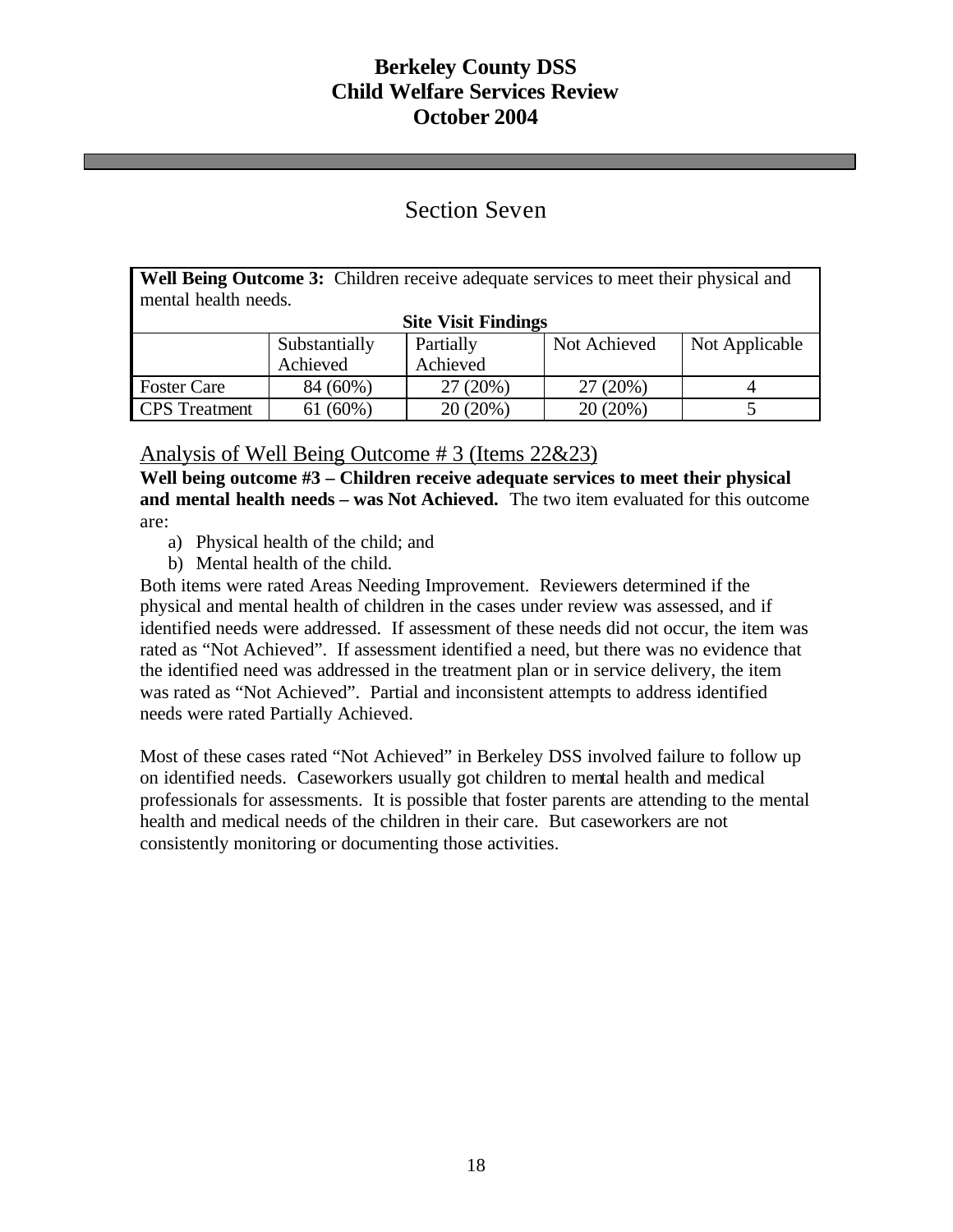# Berkeley County DSS
# Child Welfare Services Review
# October 2004

## Section Seven

**Well Being Outcome 3:** Children receive adequate services to meet their physical and mental health needs.

**Site Visit Findings**

| | Substantially Achieved | Partially Achieved | Not Achieved | Not Applicable |
|---|---|---|---|---|
| Foster Care | 84 (60%) | 27 (20%) | 27 (20%) | 4 |
| CPS Treatment | 61 (60%) | 20 (20%) | 20 (20%) | 5 |

### Analysis of Well Being Outcome # 3 (Items 22&23)

**Well being outcome #3 – Children receive adequate services to meet their physical and mental health needs – was Not Achieved.** The two item evaluated for this outcome are:

a) Physical health of the child; and
b) Mental health of the child.

Both items were rated Areas Needing Improvement. Reviewers determined if the physical and mental health of children in the cases under review was assessed, and if identified needs were addressed. If assessment of these needs did not occur, the item was rated as "Not Achieved". If assessment identified a need, but there was no evidence that the identified need was addressed in the treatment plan or in service delivery, the item was rated as "Not Achieved". Partial and inconsistent attempts to address identified needs were rated Partially Achieved.

Most of these cases rated "Not Achieved" in Berkeley DSS involved failure to follow up on identified needs. Caseworkers usually got children to mental health and medical professionals for assessments. It is possible that foster parents are attending to the mental health and medical needs of the children in their care. But caseworkers are not consistently monitoring or documenting those activities.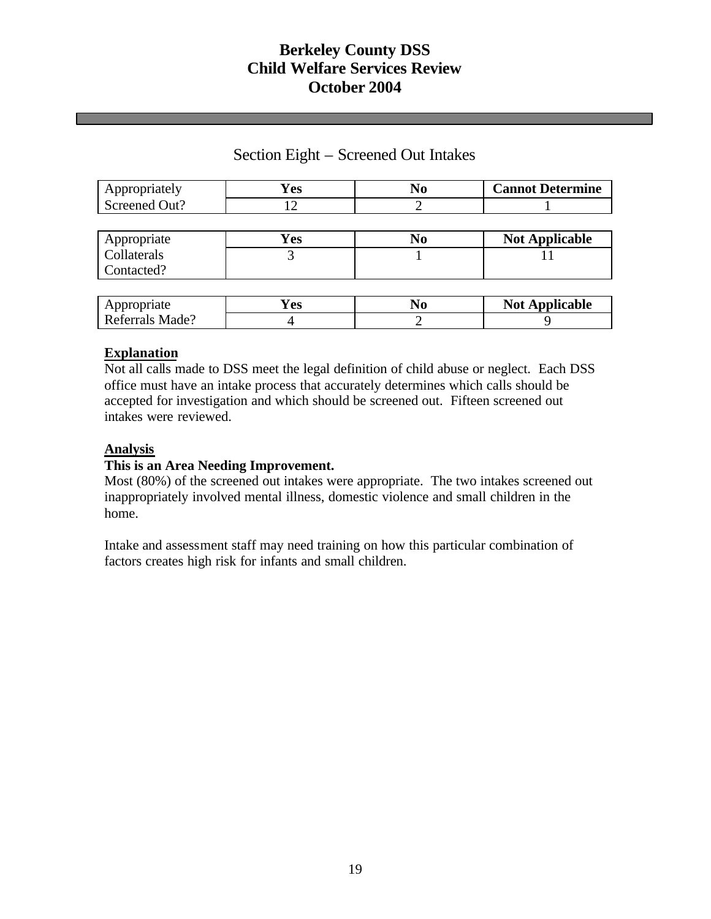## Section Eight – Screened Out Intakes

| Appropriately Screened Out? | Yes | No | Cannot Determine |
|---|---|---|---|
| | 12 | 2 | 1 |

| Appropriate Collaterals Contacted? | Yes | No | Not Applicable |
|---|---|---|---|
| | 3 | 1 | 11 |

| Appropriate Referrals Made? | Yes | No | Not Applicable |
|---|---|---|---|
| | 4 | 2 | 9 |

**Explanation**

Not all calls made to DSS meet the legal definition of child abuse or neglect. Each DSS office must have an intake process that accurately determines which calls should be accepted for investigation and which should be screened out. Fifteen screened out intakes were reviewed.

**Analysis**

**This is an Area Needing Improvement.**

Most (80%) of the screened out intakes were appropriate. The two intakes screened out inappropriately involved mental illness, domestic violence and small children in the home.

Intake and assessment staff may need training on how this particular combination of factors creates high risk for infants and small children.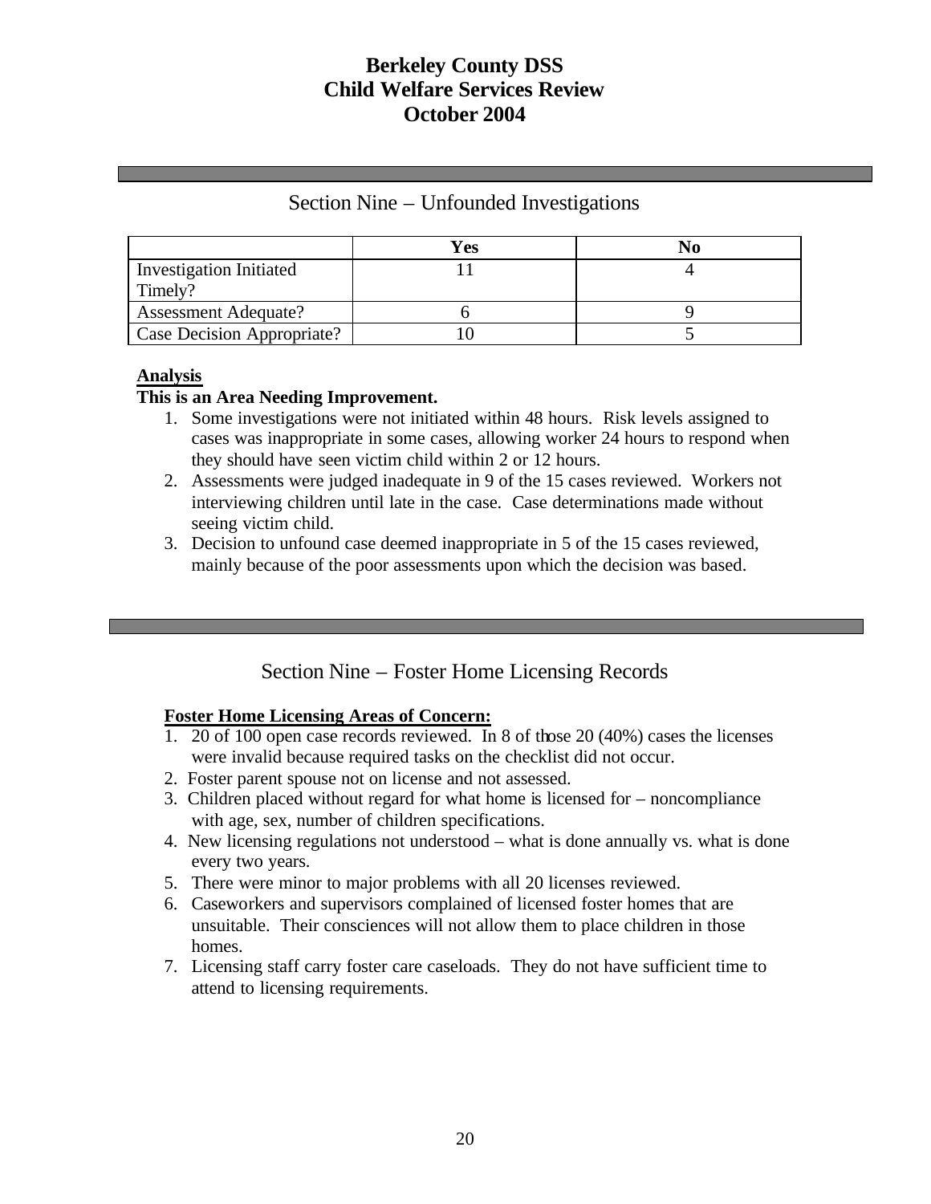# Berkeley County DSS
# Child Welfare Services Review
# October 2004

## Section Nine – Unfounded Investigations

| | Yes | No |
|---|---|---|
| Investigation Initiated Timely? | 11 | 4 |
| Assessment Adequate? | 6 | 9 |
| Case Decision Appropriate? | 10 | 5 |

**Analysis**

**This is an Area Needing Improvement.**

1. Some investigations were not initiated within 48 hours. Risk levels assigned to cases was inappropriate in some cases, allowing worker 24 hours to respond when they should have seen victim child within 2 or 12 hours.
2. Assessments were judged inadequate in 9 of the 15 cases reviewed. Workers not interviewing children until late in the case. Case determinations made without seeing victim child.
3. Decision to unfound case deemed inappropriate in 5 of the 15 cases reviewed, mainly because of the poor assessments upon which the decision was based.

## Section Nine – Foster Home Licensing Records

**Foster Home Licensing Areas of Concern:**

1. 20 of 100 open case records reviewed. In 8 of those 20 (40%) cases the licenses were invalid because required tasks on the checklist did not occur.
2. Foster parent spouse not on license and not assessed.
3. Children placed without regard for what home is licensed for – noncompliance with age, sex, number of children specifications.
4. New licensing regulations not understood – what is done annually vs. what is done every two years.
5. There were minor to major problems with all 20 licenses reviewed.
6. Caseworkers and supervisors complained of licensed foster homes that are unsuitable. Their consciences will not allow them to place children in those homes.
7. Licensing staff carry foster care caseloads. They do not have sufficient time to attend to licensing requirements.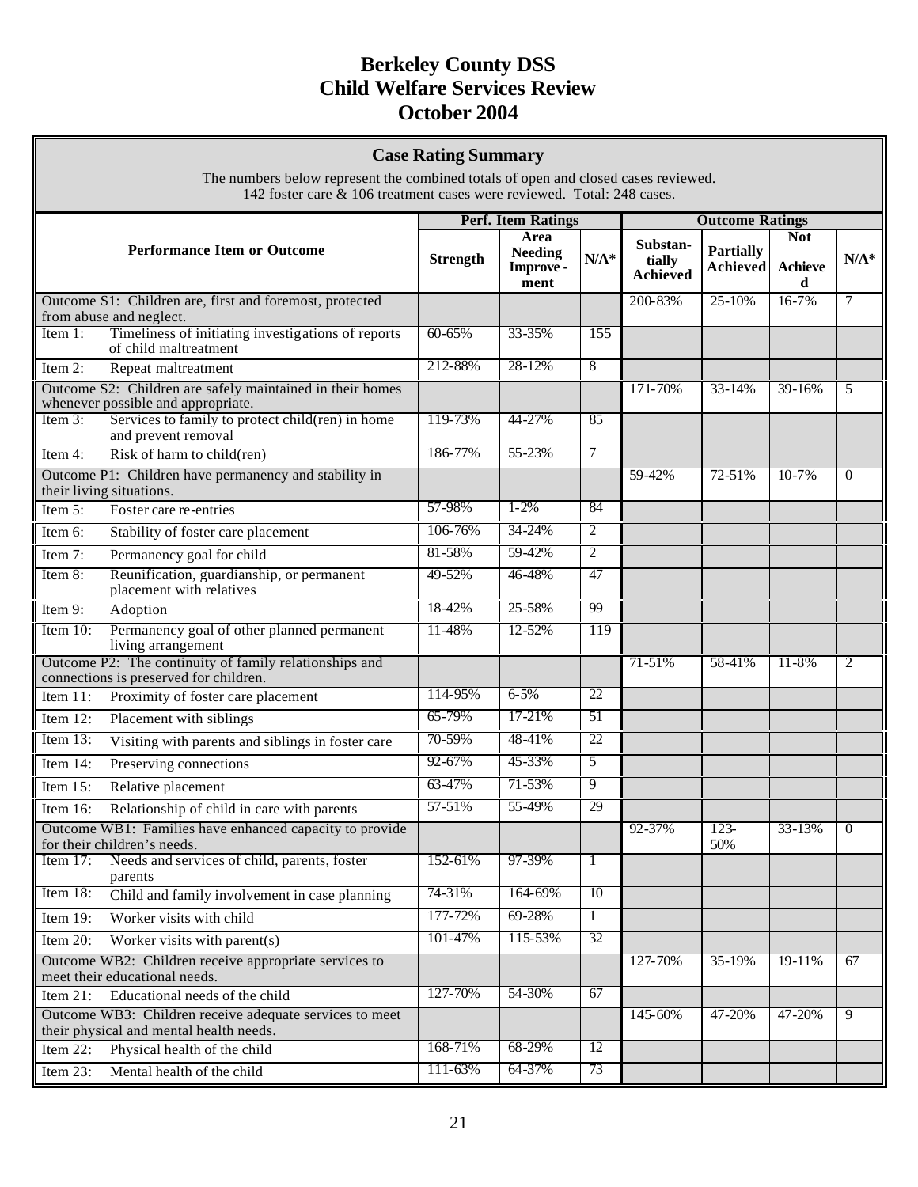# Berkeley County DSS
# Child Welfare Services Review
# October 2004

## Case Rating Summary

The numbers below represent the combined totals of open and closed cases reviewed.
142 foster care & 106 treatment cases were reviewed. Total: 248 cases.

| Performance Item or Outcome | Perf. Item Ratings | | | Outcome Ratings | | | |
|---|---|---|---|---|---|---|---|
| | Strength | Area Needing Improve - ment | N/A* | Substan- tially Achieved | Partially Achieved | Not Achieved | N/A* |
| Outcome S1: Children are, first and foremost, protected from abuse and neglect. | | | | 200-83% | 25-10% | 16-7% | 7 |
| Item 1: Timeliness of initiating investigations of reports of child maltreatment | 60-65% | 33-35% | 155 | | | | |
| Item 2: Repeat maltreatment | 212-88% | 28-12% | 8 | | | | |
| Outcome S2: Children are safely maintained in their homes whenever possible and appropriate. | | | | 171-70% | 33-14% | 39-16% | 5 |
| Item 3: Services to family to protect child(ren) in home and prevent removal | 119-73% | 44-27% | 85 | | | | |
| Item 4: Risk of harm to child(ren) | 186-77% | 55-23% | 7 | | | | |
| Outcome P1: Children have permanency and stability in their living situations. | | | | 59-42% | 72-51% | 10-7% | 0 |
| Item 5: Foster care re-entries | 57-98% | 1-2% | 84 | | | | |
| Item 6: Stability of foster care placement | 106-76% | 34-24% | 2 | | | | |
| Item 7: Permanency goal for child | 81-58% | 59-42% | 2 | | | | |
| Item 8: Reunification, guardianship, or permanent placement with relatives | 49-52% | 46-48% | 47 | | | | |
| Item 9: Adoption | 18-42% | 25-58% | 99 | | | | |
| Item 10: Permanency goal of other planned permanent living arrangement | 11-48% | 12-52% | 119 | | | | |
| Outcome P2: The continuity of family relationships and connections is preserved for children. | | | | 71-51% | 58-41% | 11-8% | 2 |
| Item 11: Proximity of foster care placement | 114-95% | 6-5% | 22 | | | | |
| Item 12: Placement with siblings | 65-79% | 17-21% | 51 | | | | |
| Item 13: Visiting with parents and siblings in foster care | 70-59% | 48-41% | 22 | | | | |
| Item 14: Preserving connections | 92-67% | 45-33% | 5 | | | | |
| Item 15: Relative placement | 63-47% | 71-53% | 9 | | | | |
| Item 16: Relationship of child in care with parents | 57-51% | 55-49% | 29 | | | | |
| Outcome WB1: Families have enhanced capacity to provide for their children's needs. | | | | 92-37% | 123-50% | 33-13% | 0 |
| Item 17: Needs and services of child, parents, foster parents | 152-61% | 97-39% | 1 | | | | |
| Item 18: Child and family involvement in case planning | 74-31% | 164-69% | 10 | | | | |
| Item 19: Worker visits with child | 177-72% | 69-28% | 1 | | | | |
| Item 20: Worker visits with parent(s) | 101-47% | 115-53% | 32 | | | | |
| Outcome WB2: Children receive appropriate services to meet their educational needs. | | | | 127-70% | 35-19% | 19-11% | 67 |
| Item 21: Educational needs of the child | 127-70% | 54-30% | 67 | | | | |
| Outcome WB3: Children receive adequate services to meet their physical and mental health needs. | | | | 145-60% | 47-20% | 47-20% | 9 |
| Item 22: Physical health of the child | 168-71% | 68-29% | 12 | | | | |
| Item 23: Mental health of the child | 111-63% | 64-37% | 73 | | | | |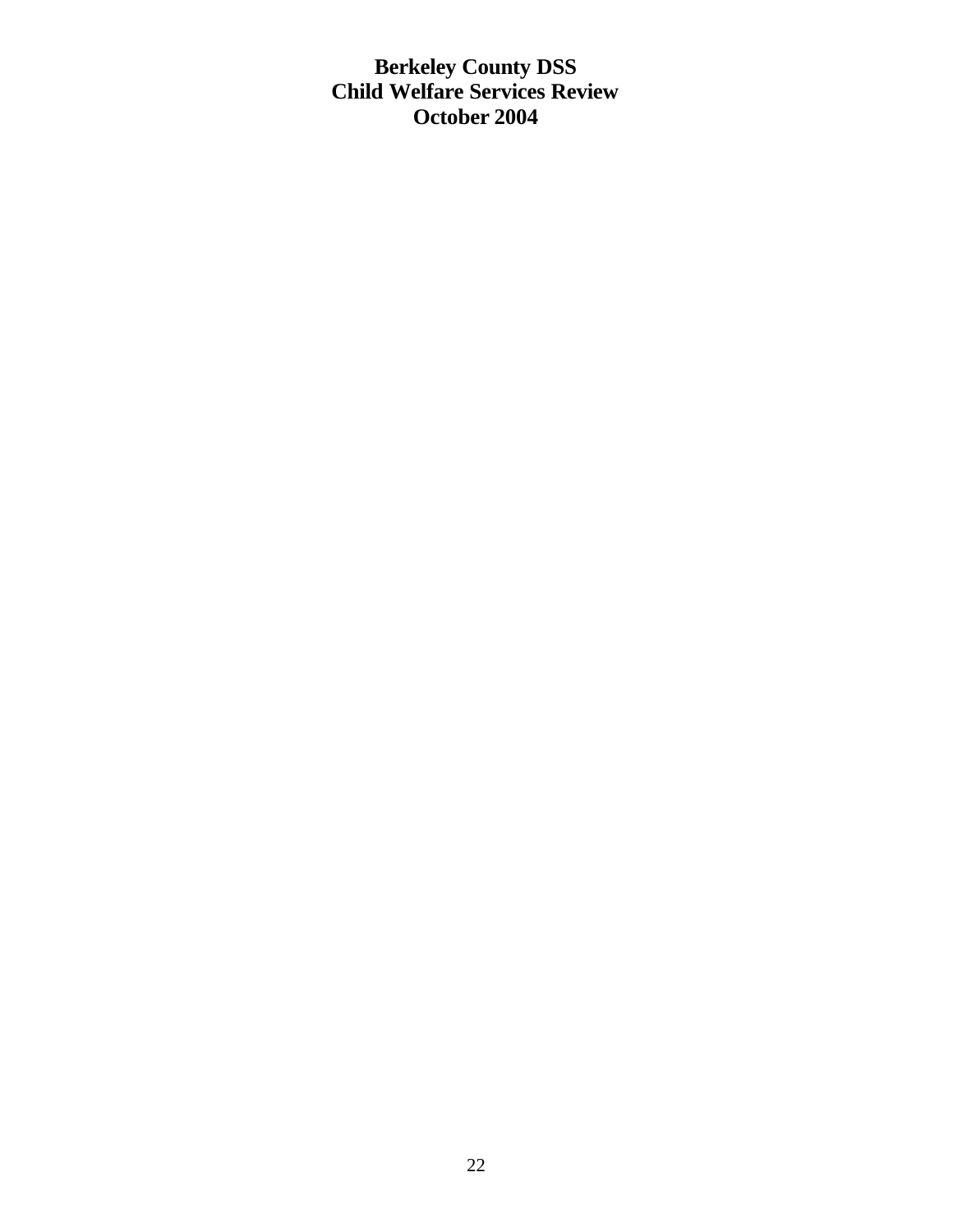**Berkeley County DSS**
**Child Welfare Services Review**
**October 2004**